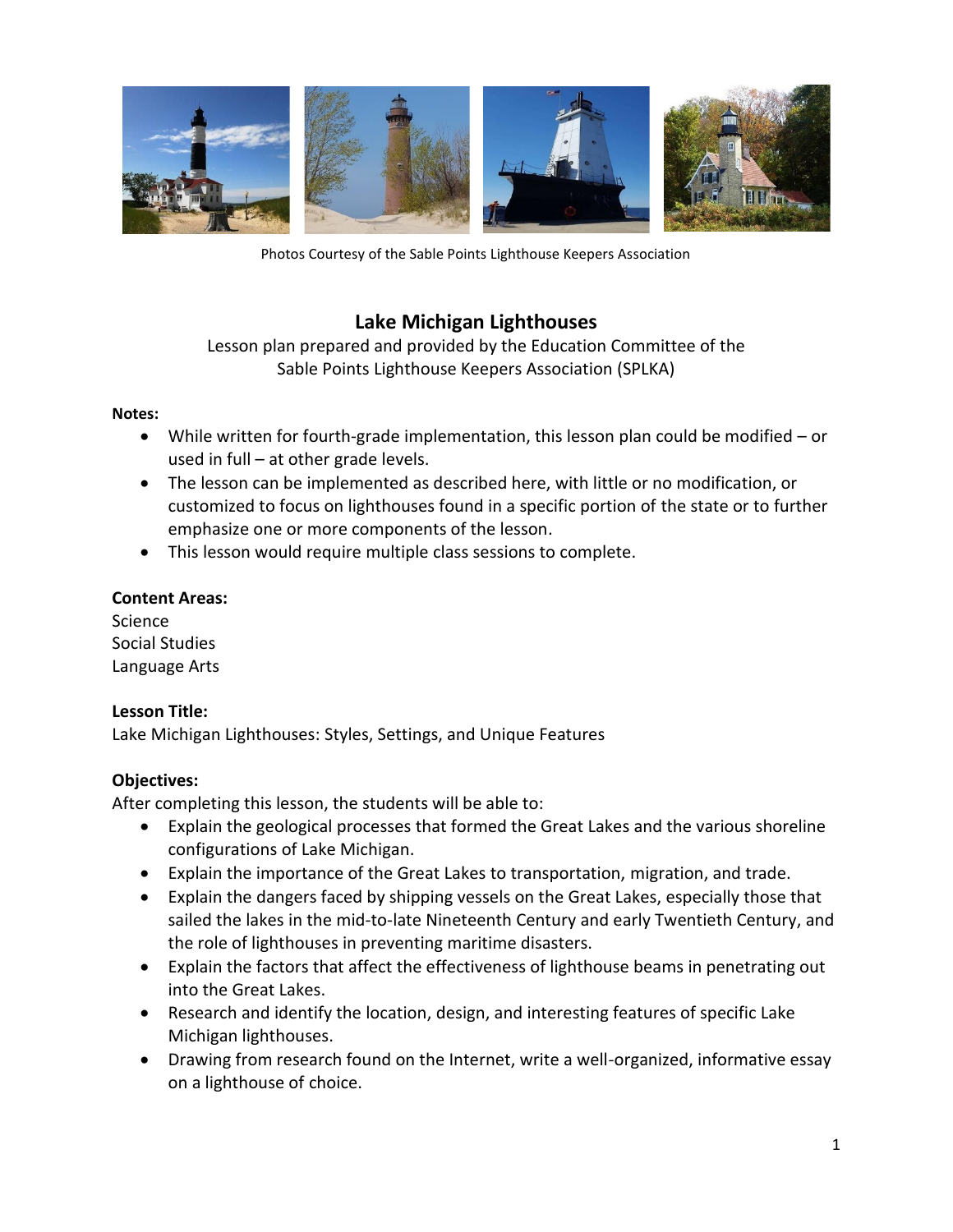Photos Courtesy of the Sable Points Lighthouse Keepers Association

# Lake Michigan Lighthouses

Lesson plan prepared and provided by the Education Committee of the Sable Points Lighthouse Keepers Association (SPLKA)

**Notes:**

- While written for fourth-grade implementation, this lesson plan could be modified – or used in full – at other grade levels.
- The lesson can be implemented as described here, with little or no modification, or customized to focus on lighthouses found in a specific portion of the state or to further emphasize one or more components of the lesson.
- This lesson would require multiple class sessions to complete.

**Content Areas:**

Science
Social Studies
Language Arts

**Lesson Title:**

Lake Michigan Lighthouses: Styles, Settings, and Unique Features

**Objectives:**

After completing this lesson, the students will be able to:

- Explain the geological processes that formed the Great Lakes and the various shoreline configurations of Lake Michigan.
- Explain the importance of the Great Lakes to transportation, migration, and trade.
- Explain the dangers faced by shipping vessels on the Great Lakes, especially those that sailed the lakes in the mid-to-late Nineteenth Century and early Twentieth Century, and the role of lighthouses in preventing maritime disasters.
- Explain the factors that affect the effectiveness of lighthouse beams in penetrating out into the Great Lakes.
- Research and identify the location, design, and interesting features of specific Lake Michigan lighthouses.
- Drawing from research found on the Internet, write a well-organized, informative essay on a lighthouse of choice.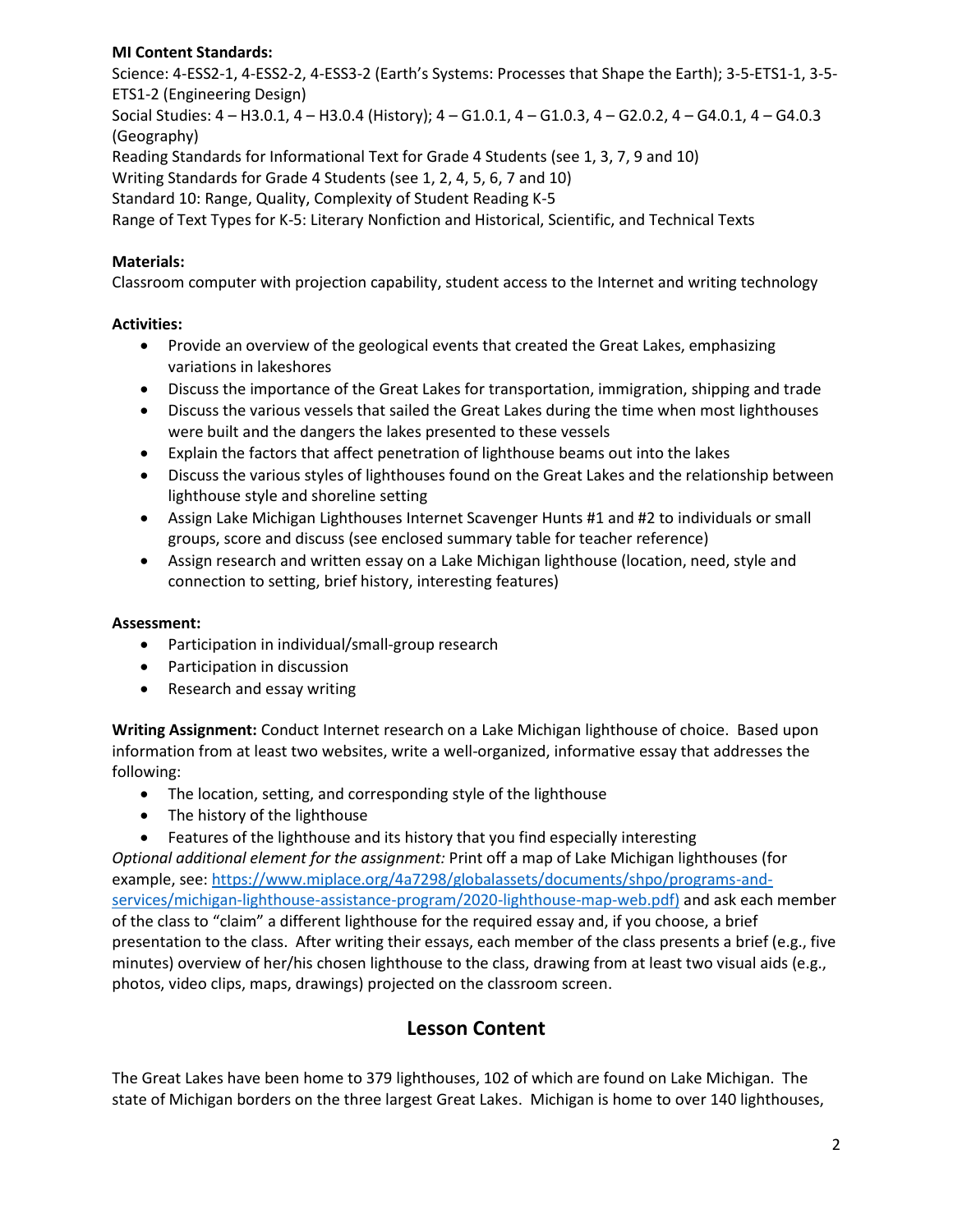**MI Content Standards:**
Science: 4-ESS2-1, 4-ESS2-2, 4-ESS3-2 (Earth's Systems: Processes that Shape the Earth); 3-5-ETS1-1, 3-5-ETS1-2 (Engineering Design)
Social Studies: 4 – H3.0.1, 4 – H3.0.4 (History); 4 – G1.0.1, 4 – G1.0.3, 4 – G2.0.2, 4 – G4.0.1, 4 – G4.0.3 (Geography)
Reading Standards for Informational Text for Grade 4 Students (see 1, 3, 7, 9 and 10)
Writing Standards for Grade 4 Students (see 1, 2, 4, 5, 6, 7 and 10)
Standard 10: Range, Quality, Complexity of Student Reading K-5
Range of Text Types for K-5: Literary Nonfiction and Historical, Scientific, and Technical Texts

**Materials:**
Classroom computer with projection capability, student access to the Internet and writing technology

**Activities:**

- Provide an overview of the geological events that created the Great Lakes, emphasizing variations in lakeshores
- Discuss the importance of the Great Lakes for transportation, immigration, shipping and trade
- Discuss the various vessels that sailed the Great Lakes during the time when most lighthouses were built and the dangers the lakes presented to these vessels
- Explain the factors that affect penetration of lighthouse beams out into the lakes
- Discuss the various styles of lighthouses found on the Great Lakes and the relationship between lighthouse style and shoreline setting
- Assign Lake Michigan Lighthouses Internet Scavenger Hunts #1 and #2 to individuals or small groups, score and discuss (see enclosed summary table for teacher reference)
- Assign research and written essay on a Lake Michigan lighthouse (location, need, style and connection to setting, brief history, interesting features)

**Assessment:**

- Participation in individual/small-group research
- Participation in discussion
- Research and essay writing

**Writing Assignment:** Conduct Internet research on a Lake Michigan lighthouse of choice. Based upon information from at least two websites, write a well-organized, informative essay that addresses the following:

- The location, setting, and corresponding style of the lighthouse
- The history of the lighthouse
- Features of the lighthouse and its history that you find especially interesting

*Optional additional element for the assignment:* Print off a map of Lake Michigan lighthouses (for example, see: https://www.miplace.org/4a7298/globalassets/documents/shpo/programs-and-services/michigan-lighthouse-assistance-program/2020-lighthouse-map-web.pdf) and ask each member of the class to "claim" a different lighthouse for the required essay and, if you choose, a brief presentation to the class. After writing their essays, each member of the class presents a brief (e.g., five minutes) overview of her/his chosen lighthouse to the class, drawing from at least two visual aids (e.g., photos, video clips, maps, drawings) projected on the classroom screen.

## Lesson Content

The Great Lakes have been home to 379 lighthouses, 102 of which are found on Lake Michigan. The state of Michigan borders on the three largest Great Lakes. Michigan is home to over 140 lighthouses,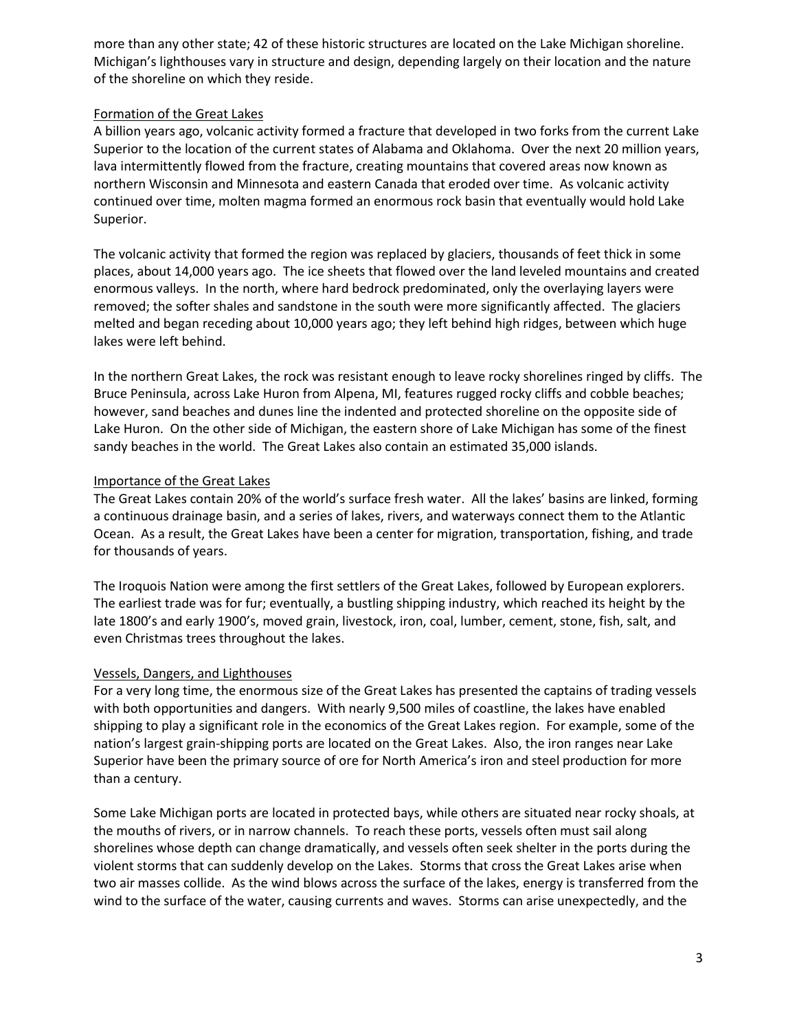more than any other state; 42 of these historic structures are located on the Lake Michigan shoreline. Michigan's lighthouses vary in structure and design, depending largely on their location and the nature of the shoreline on which they reside.

## Formation of the Great Lakes

A billion years ago, volcanic activity formed a fracture that developed in two forks from the current Lake Superior to the location of the current states of Alabama and Oklahoma. Over the next 20 million years, lava intermittently flowed from the fracture, creating mountains that covered areas now known as northern Wisconsin and Minnesota and eastern Canada that eroded over time. As volcanic activity continued over time, molten magma formed an enormous rock basin that eventually would hold Lake Superior.

The volcanic activity that formed the region was replaced by glaciers, thousands of feet thick in some places, about 14,000 years ago. The ice sheets that flowed over the land leveled mountains and created enormous valleys. In the north, where hard bedrock predominated, only the overlaying layers were removed; the softer shales and sandstone in the south were more significantly affected. The glaciers melted and began receding about 10,000 years ago; they left behind high ridges, between which huge lakes were left behind.

In the northern Great Lakes, the rock was resistant enough to leave rocky shorelines ringed by cliffs. The Bruce Peninsula, across Lake Huron from Alpena, MI, features rugged rocky cliffs and cobble beaches; however, sand beaches and dunes line the indented and protected shoreline on the opposite side of Lake Huron. On the other side of Michigan, the eastern shore of Lake Michigan has some of the finest sandy beaches in the world. The Great Lakes also contain an estimated 35,000 islands.

## Importance of the Great Lakes

The Great Lakes contain 20% of the world's surface fresh water. All the lakes' basins are linked, forming a continuous drainage basin, and a series of lakes, rivers, and waterways connect them to the Atlantic Ocean. As a result, the Great Lakes have been a center for migration, transportation, fishing, and trade for thousands of years.

The Iroquois Nation were among the first settlers of the Great Lakes, followed by European explorers. The earliest trade was for fur; eventually, a bustling shipping industry, which reached its height by the late 1800's and early 1900's, moved grain, livestock, iron, coal, lumber, cement, stone, fish, salt, and even Christmas trees throughout the lakes.

## Vessels, Dangers, and Lighthouses

For a very long time, the enormous size of the Great Lakes has presented the captains of trading vessels with both opportunities and dangers. With nearly 9,500 miles of coastline, the lakes have enabled shipping to play a significant role in the economics of the Great Lakes region. For example, some of the nation's largest grain-shipping ports are located on the Great Lakes. Also, the iron ranges near Lake Superior have been the primary source of ore for North America's iron and steel production for more than a century.

Some Lake Michigan ports are located in protected bays, while others are situated near rocky shoals, at the mouths of rivers, or in narrow channels. To reach these ports, vessels often must sail along shorelines whose depth can change dramatically, and vessels often seek shelter in the ports during the violent storms that can suddenly develop on the Lakes. Storms that cross the Great Lakes arise when two air masses collide. As the wind blows across the surface of the lakes, energy is transferred from the wind to the surface of the water, causing currents and waves. Storms can arise unexpectedly, and the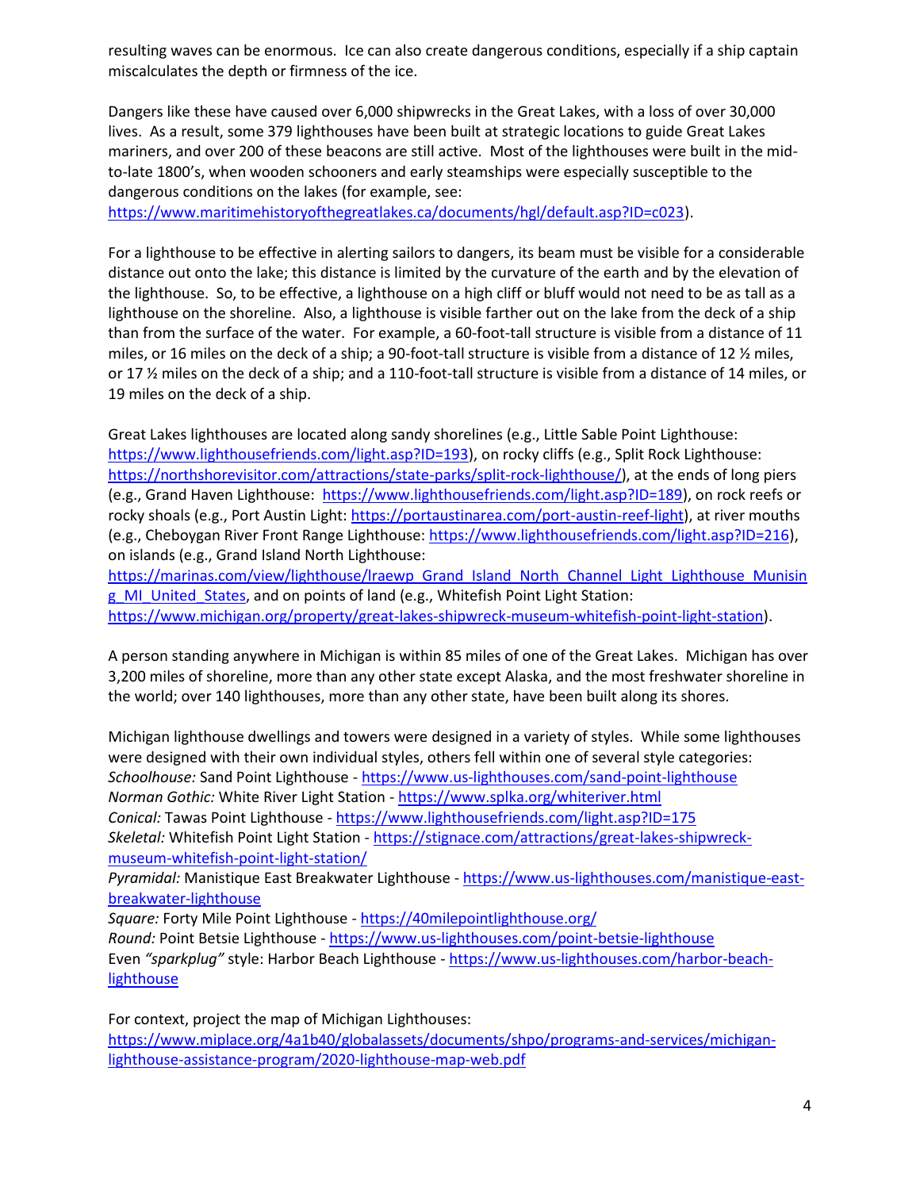resulting waves can be enormous. Ice can also create dangerous conditions, especially if a ship captain miscalculates the depth or firmness of the ice.

Dangers like these have caused over 6,000 shipwrecks in the Great Lakes, with a loss of over 30,000 lives. As a result, some 379 lighthouses have been built at strategic locations to guide Great Lakes mariners, and over 200 of these beacons are still active. Most of the lighthouses were built in the mid-to-late 1800's, when wooden schooners and early steamships were especially susceptible to the dangerous conditions on the lakes (for example, see: https://www.maritimehistoryofthegreatlakes.ca/documents/hgl/default.asp?ID=c023).

For a lighthouse to be effective in alerting sailors to dangers, its beam must be visible for a considerable distance out onto the lake; this distance is limited by the curvature of the earth and by the elevation of the lighthouse. So, to be effective, a lighthouse on a high cliff or bluff would not need to be as tall as a lighthouse on the shoreline. Also, a lighthouse is visible farther out on the lake from the deck of a ship than from the surface of the water. For example, a 60-foot-tall structure is visible from a distance of 11 miles, or 16 miles on the deck of a ship; a 90-foot-tall structure is visible from a distance of 12 ½ miles, or 17 ½ miles on the deck of a ship; and a 110-foot-tall structure is visible from a distance of 14 miles, or 19 miles on the deck of a ship.

Great Lakes lighthouses are located along sandy shorelines (e.g., Little Sable Point Lighthouse: https://www.lighthousefriends.com/light.asp?ID=193), on rocky cliffs (e.g., Split Rock Lighthouse: https://northshorevisitor.com/attractions/state-parks/split-rock-lighthouse/), at the ends of long piers (e.g., Grand Haven Lighthouse: https://www.lighthousefriends.com/light.asp?ID=189), on rock reefs or rocky shoals (e.g., Port Austin Light: https://portaustinarea.com/port-austin-reef-light), at river mouths (e.g., Cheboygan River Front Range Lighthouse: https://www.lighthousefriends.com/light.asp?ID=216), on islands (e.g., Grand Island North Lighthouse: https://marinas.com/view/lighthouse/lraewp_Grand_Island_North_Channel_Light_Lighthouse_Munising_MI_United_States, and on points of land (e.g., Whitefish Point Light Station: https://www.michigan.org/property/great-lakes-shipwreck-museum-whitefish-point-light-station).

A person standing anywhere in Michigan is within 85 miles of one of the Great Lakes. Michigan has over 3,200 miles of shoreline, more than any other state except Alaska, and the most freshwater shoreline in the world; over 140 lighthouses, more than any other state, have been built along its shores.

Michigan lighthouse dwellings and towers were designed in a variety of styles. While some lighthouses were designed with their own individual styles, others fell within one of several style categories:
*Schoolhouse:* Sand Point Lighthouse - https://www.us-lighthouses.com/sand-point-lighthouse
*Norman Gothic:* White River Light Station - https://www.splka.org/whiteriver.html
*Conical:* Tawas Point Lighthouse - https://www.lighthousefriends.com/light.asp?ID=175
*Skeletal:* Whitefish Point Light Station - https://stignace.com/attractions/great-lakes-shipwreck-museum-whitefish-point-light-station/
*Pyramidal:* Manistique East Breakwater Lighthouse - https://www.us-lighthouses.com/manistique-east-breakwater-lighthouse
*Square:* Forty Mile Point Lighthouse - https://40milepointlighthouse.org/
*Round:* Point Betsie Lighthouse - https://www.us-lighthouses.com/point-betsie-lighthouse
Even *"sparkplug"* style: Harbor Beach Lighthouse - https://www.us-lighthouses.com/harbor-beach-lighthouse

For context, project the map of Michigan Lighthouses: https://www.miplace.org/4a1b40/globalassets/documents/shpo/programs-and-services/michigan-lighthouse-assistance-program/2020-lighthouse-map-web.pdf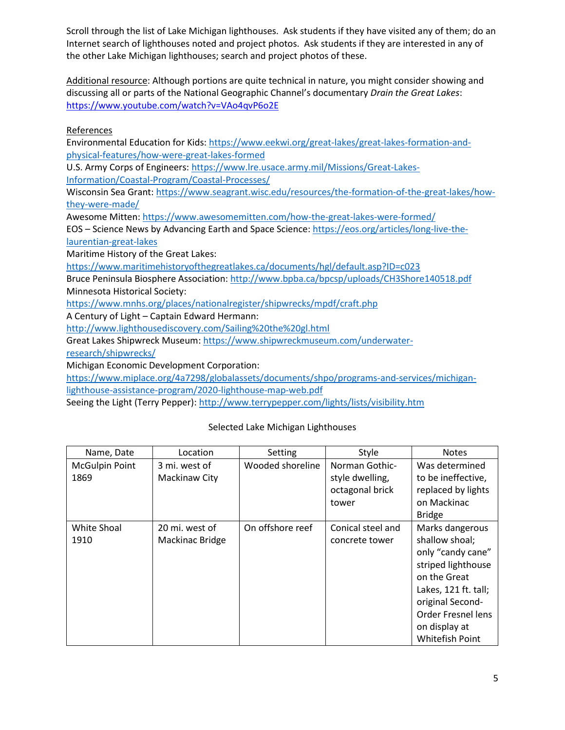Scroll through the list of Lake Michigan lighthouses. Ask students if they have visited any of them; do an Internet search of lighthouses noted and project photos. Ask students if they are interested in any of the other Lake Michigan lighthouses; search and project photos of these.

Additional resource: Although portions are quite technical in nature, you might consider showing and discussing all or parts of the National Geographic Channel's documentary *Drain the Great Lakes*: https://www.youtube.com/watch?v=VAo4qvP6o2E

References

Environmental Education for Kids: https://www.eekwi.org/great-lakes/great-lakes-formation-and-physical-features/how-were-great-lakes-formed
U.S. Army Corps of Engineers: https://www.lre.usace.army.mil/Missions/Great-Lakes-Information/Coastal-Program/Coastal-Processes/
Wisconsin Sea Grant: https://www.seagrant.wisc.edu/resources/the-formation-of-the-great-lakes/how-they-were-made/
Awesome Mitten: https://www.awesomemitten.com/how-the-great-lakes-were-formed/
EOS – Science News by Advancing Earth and Space Science: https://eos.org/articles/long-live-the-laurentian-great-lakes
Maritime History of the Great Lakes: https://www.maritimehistoryofthegreatlakes.ca/documents/hgl/default.asp?ID=c023
Bruce Peninsula Biosphere Association: http://www.bpba.ca/bpcsp/uploads/CH3Shore140518.pdf
Minnesota Historical Society: https://www.mnhs.org/places/nationalregister/shipwrecks/mpdf/craft.php
A Century of Light – Captain Edward Hermann: http://www.lighthousediscovery.com/Sailing%20the%20gl.html
Great Lakes Shipwreck Museum: https://www.shipwreckmuseum.com/underwater-research/shipwrecks/
Michigan Economic Development Corporation: https://www.miplace.org/4a7298/globalassets/documents/shpo/programs-and-services/michigan-lighthouse-assistance-program/2020-lighthouse-map-web.pdf
Seeing the Light (Terry Pepper): http://www.terrypepper.com/lights/lists/visibility.htm

Selected Lake Michigan Lighthouses

| Name, Date | Location | Setting | Style | Notes |
|---|---|---|---|---|
| McGulpin Point 1869 | 3 mi. west of Mackinaw City | Wooded shoreline | Norman Gothic-style dwelling, octagonal brick tower | Was determined to be ineffective, replaced by lights on Mackinac Bridge |
| White Shoal 1910 | 20 mi. west of Mackinac Bridge | On offshore reef | Conical steel and concrete tower | Marks dangerous shallow shoal; only "candy cane" striped lighthouse on the Great Lakes, 121 ft. tall; original Second-Order Fresnel lens on display at Whitefish Point |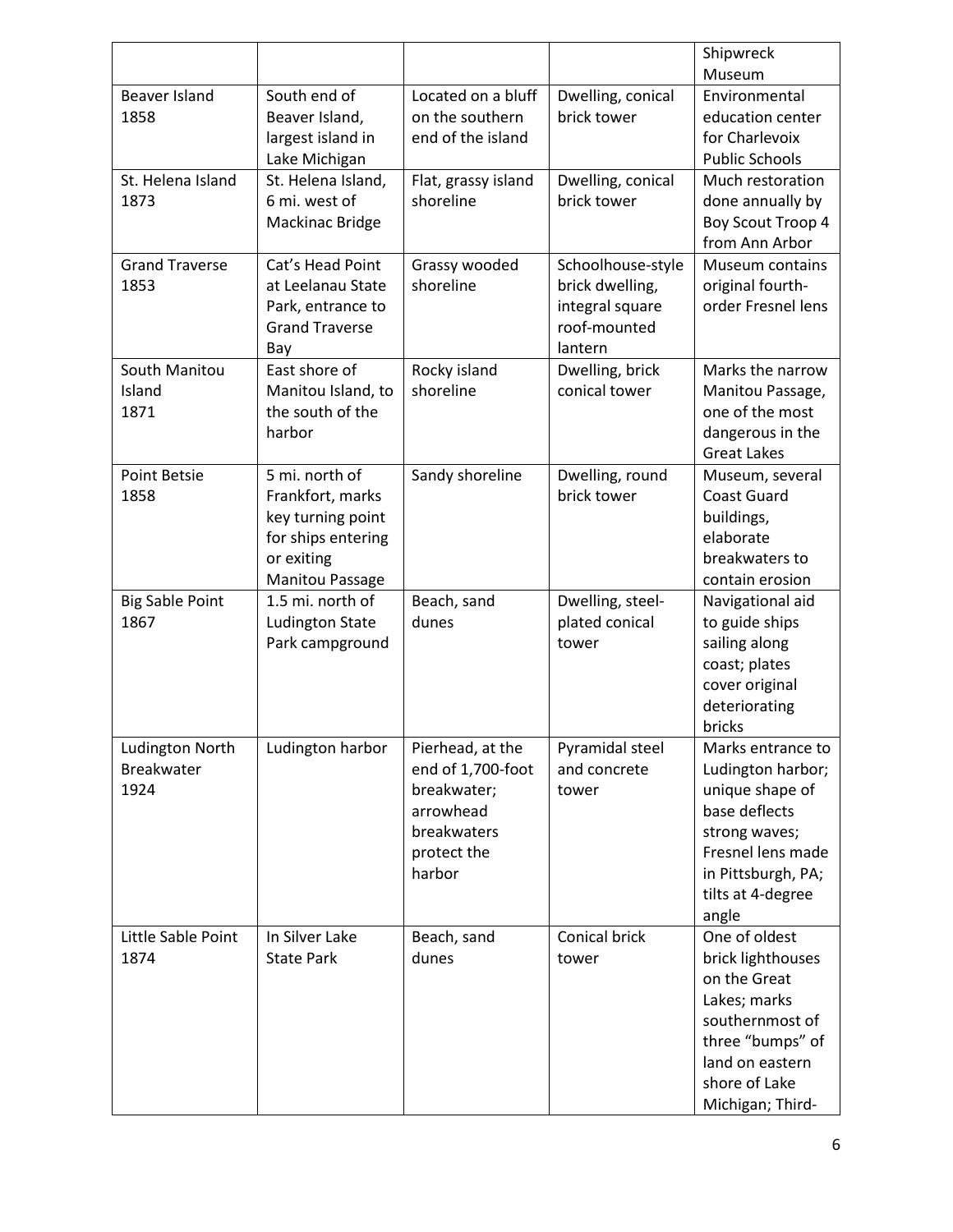| | | | | Shipwreck Museum |
|---|---|---|---|---|
| Beaver Island 1858 | South end of Beaver Island, largest island in Lake Michigan | Located on a bluff on the southern end of the island | Dwelling, conical brick tower | Environmental education center for Charlevoix Public Schools |
| St. Helena Island 1873 | St. Helena Island, 6 mi. west of Mackinac Bridge | Flat, grassy island shoreline | Dwelling, conical brick tower | Much restoration done annually by Boy Scout Troop 4 from Ann Arbor |
| Grand Traverse 1853 | Cat's Head Point at Leelanau State Park, entrance to Grand Traverse Bay | Grassy wooded shoreline | Schoolhouse-style brick dwelling, integral square roof-mounted lantern | Museum contains original fourth-order Fresnel lens |
| South Manitou Island 1871 | East shore of Manitou Island, to the south of the harbor | Rocky island shoreline | Dwelling, brick conical tower | Marks the narrow Manitou Passage, one of the most dangerous in the Great Lakes |
| Point Betsie 1858 | 5 mi. north of Frankfort, marks key turning point for ships entering or exiting Manitou Passage | Sandy shoreline | Dwelling, round brick tower | Museum, several Coast Guard buildings, elaborate breakwaters to contain erosion |
| Big Sable Point 1867 | 1.5 mi. north of Ludington State Park campground | Beach, sand dunes | Dwelling, steel-plated conical tower | Navigational aid to guide ships sailing along coast; plates cover original deteriorating bricks |
| Ludington North Breakwater 1924 | Ludington harbor | Pierhead, at the end of 1,700-foot breakwater; arrowhead breakwaters protect the harbor | Pyramidal steel and concrete tower | Marks entrance to Ludington harbor; unique shape of base deflects strong waves; Fresnel lens made in Pittsburgh, PA; tilts at 4-degree angle |
| Little Sable Point 1874 | In Silver Lake State Park | Beach, sand dunes | Conical brick tower | One of oldest brick lighthouses on the Great Lakes; marks southernmost of three "bumps" of land on eastern shore of Lake Michigan; Third- |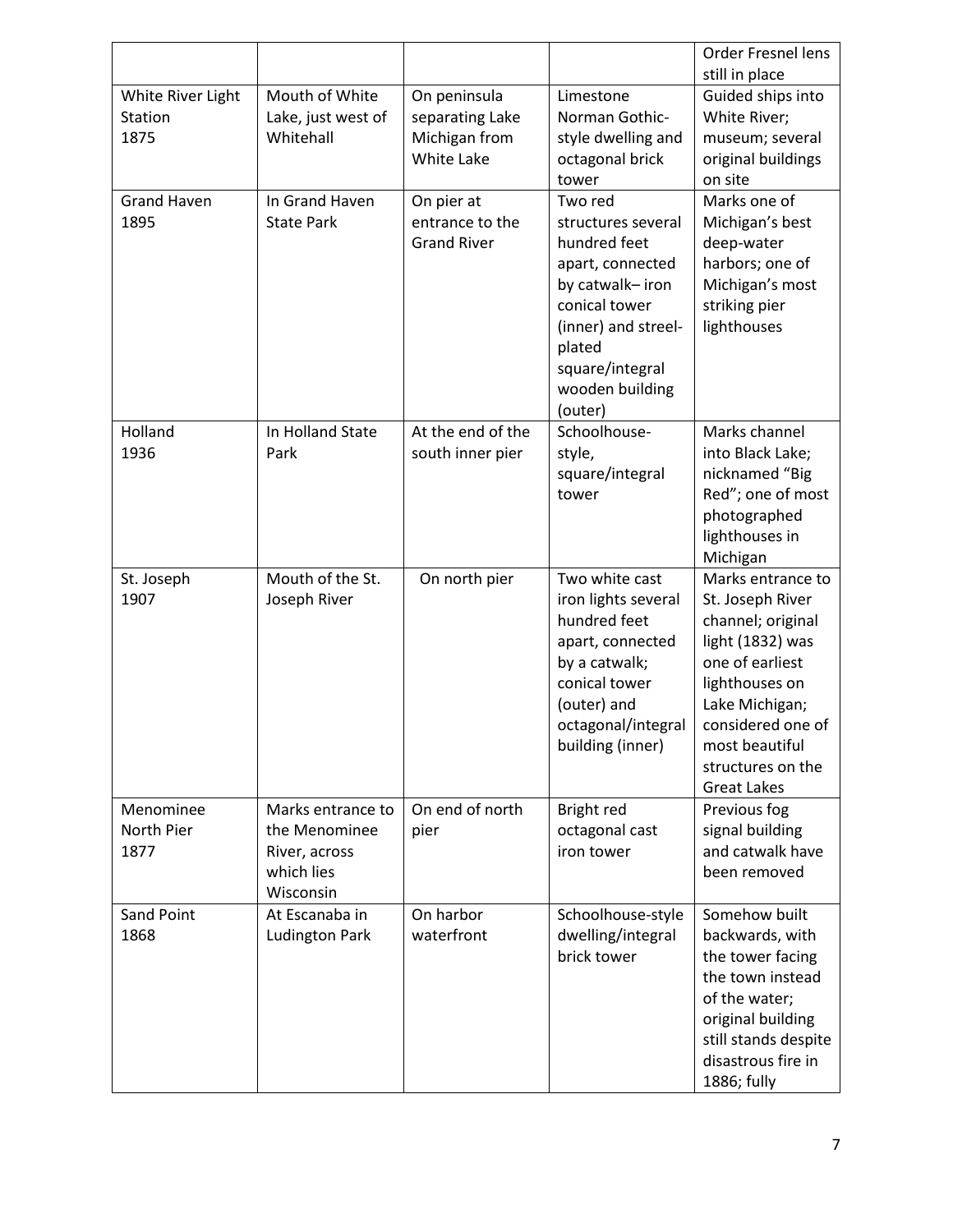|  |  |  |  | Order Fresnel lens still in place |
| --- | --- | --- | --- | --- |
| White River Light Station 1875 | Mouth of White Lake, just west of Whitehall | On peninsula separating Lake Michigan from White Lake | Limestone Norman Gothic-style dwelling and octagonal brick tower | Guided ships into White River; museum; several original buildings on site |
| Grand Haven 1895 | In Grand Haven State Park | On pier at entrance to the Grand River | Two red structures several hundred feet apart, connected by catwalk– iron conical tower (inner) and streel-plated square/integral wooden building (outer) | Marks one of Michigan's best deep-water harbors; one of Michigan's most striking pier lighthouses |
| Holland 1936 | In Holland State Park | At the end of the south inner pier | Schoolhouse-style, square/integral tower | Marks channel into Black Lake; nicknamed "Big Red"; one of most photographed lighthouses in Michigan |
| St. Joseph 1907 | Mouth of the St. Joseph River | On north pier | Two white cast iron lights several hundred feet apart, connected by a catwalk; conical tower (outer) and octagonal/integral building (inner) | Marks entrance to St. Joseph River channel; original light (1832) was one of earliest lighthouses on Lake Michigan; considered one of most beautiful structures on the Great Lakes |
| Menominee North Pier 1877 | Marks entrance to the Menominee River, across which lies Wisconsin | On end of north pier | Bright red octagonal cast iron tower | Previous fog signal building and catwalk have been removed |
| Sand Point 1868 | At Escanaba in Ludington Park | On harbor waterfront | Schoolhouse-style dwelling/integral brick tower | Somehow built backwards, with the tower facing the town instead of the water; original building still stands despite disastrous fire in 1886; fully |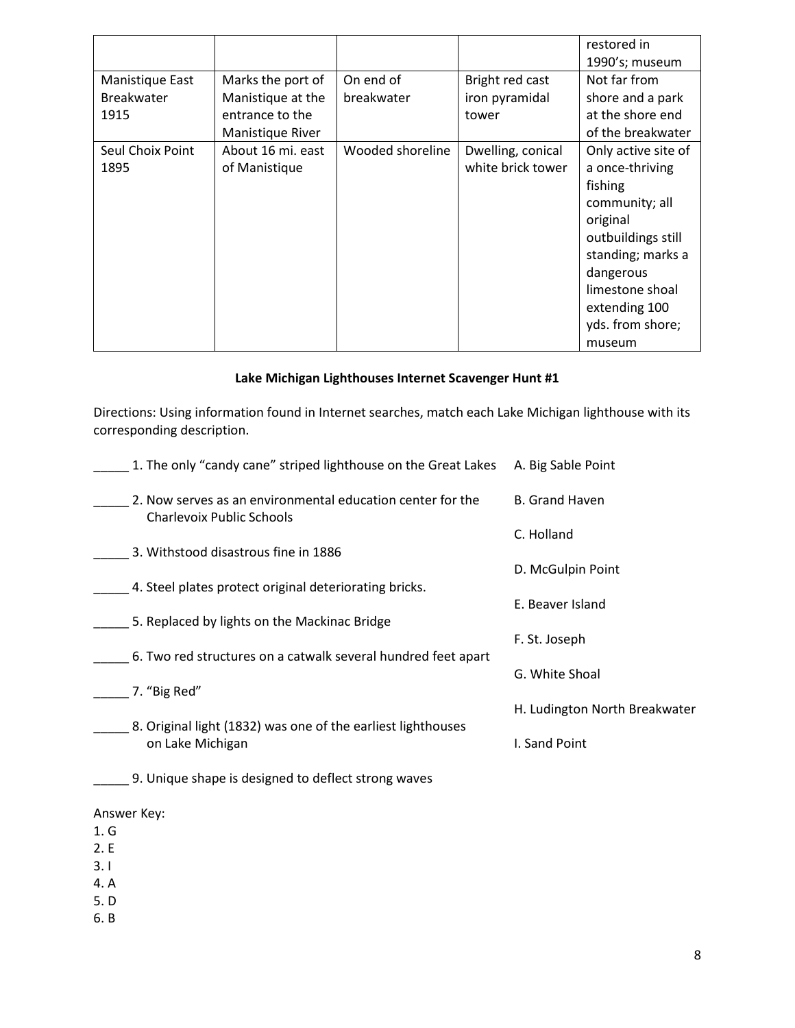| | | | | restored in 1990's; museum |
|---|---|---|---|---|
| Manistique East Breakwater 1915 | Marks the port of Manistique at the entrance to the Manistique River | On end of breakwater | Bright red cast iron pyramidal tower | Not far from shore and a park at the shore end of the breakwater |
| Seul Choix Point 1895 | About 16 mi. east of Manistique | Wooded shoreline | Dwelling, conical white brick tower | Only active site of a once-thriving fishing community; all original outbuildings still standing; marks a dangerous limestone shoal extending 100 yds. from shore; museum |

**Lake Michigan Lighthouses Internet Scavenger Hunt #1**

Directions: Using information found in Internet searches, match each Lake Michigan lighthouse with its corresponding description.

_____ 1. The only "candy cane" striped lighthouse on the Great Lakes

_____ 2. Now serves as an environmental education center for the Charlevoix Public Schools

_____ 3. Withstood disastrous fine in 1886

_____ 4. Steel plates protect original deteriorating bricks.

_____ 5. Replaced by lights on the Mackinac Bridge

_____ 6. Two red structures on a catwalk several hundred feet apart

_____ 7. "Big Red"

_____ 8. Original light (1832) was one of the earliest lighthouses on Lake Michigan

_____ 9. Unique shape is designed to deflect strong waves

A. Big Sable Point

B. Grand Haven

C. Holland

D. McGulpin Point

E. Beaver Island

F. St. Joseph

G. White Shoal

H. Ludington North Breakwater

I. Sand Point

Answer Key:
1. G
2. E
3. I
4. A
5. D
6. B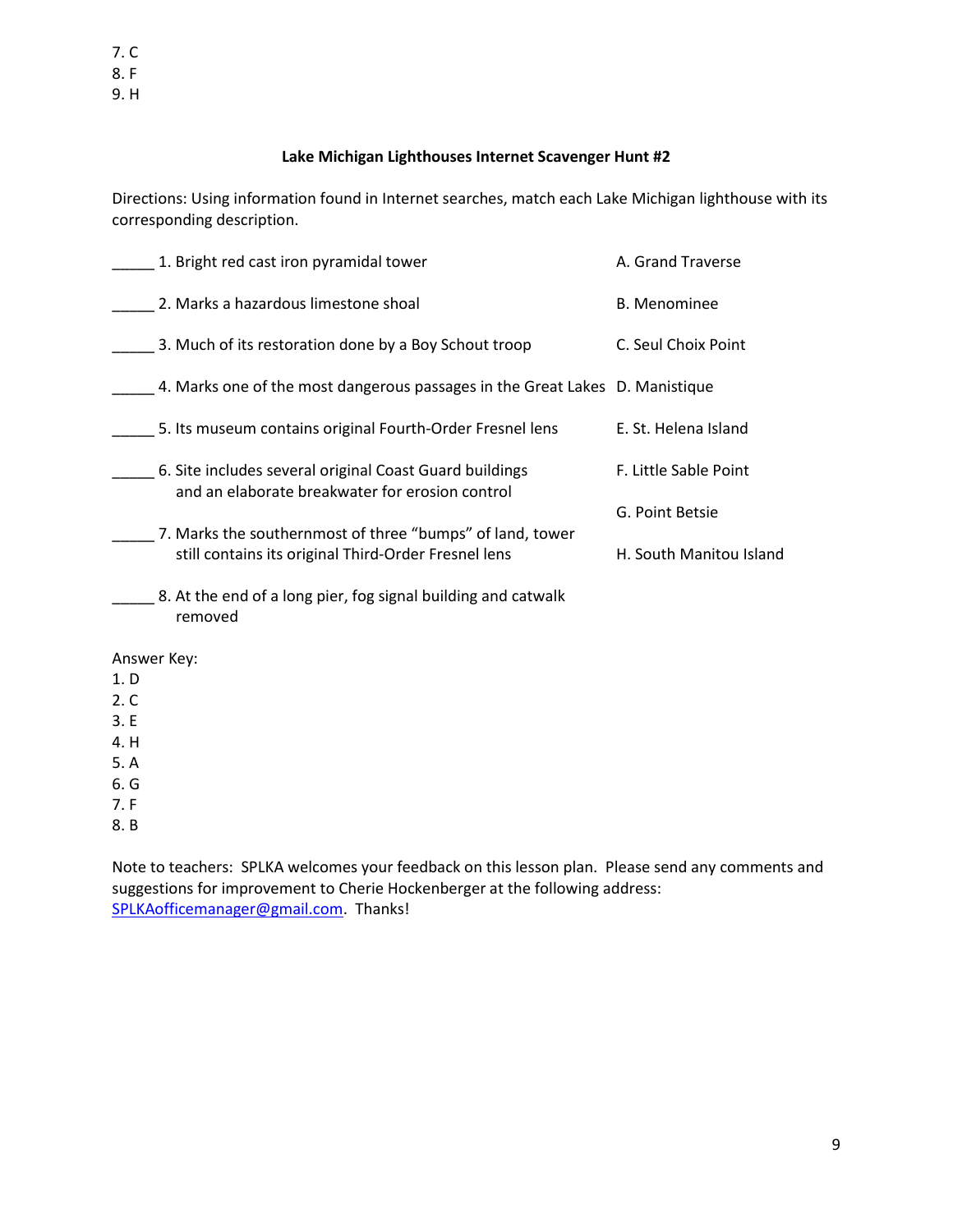7. C
8. F
9. H

**Lake Michigan Lighthouses Internet Scavenger Hunt #2**

Directions: Using information found in Internet searches, match each Lake Michigan lighthouse with its corresponding description.

_____ 1. Bright red cast iron pyramidal tower

_____ 2. Marks a hazardous limestone shoal

_____ 3. Much of its restoration done by a Boy Schout troop

_____ 4. Marks one of the most dangerous passages in the Great Lakes

_____ 5. Its museum contains original Fourth-Order Fresnel lens

_____ 6. Site includes several original Coast Guard buildings and an elaborate breakwater for erosion control

_____ 7. Marks the southernmost of three "bumps" of land, tower still contains its original Third-Order Fresnel lens

_____ 8. At the end of a long pier, fog signal building and catwalk removed

A. Grand Traverse

B. Menominee

C. Seul Choix Point

D. Manistique

E. St. Helena Island

F. Little Sable Point

G. Point Betsie

H. South Manitou Island

Answer Key:
1. D
2. C
3. E
4. H
5. A
6. G
7. F
8. B

Note to teachers: SPLKA welcomes your feedback on this lesson plan. Please send any comments and suggestions for improvement to Cherie Hockenberger at the following address: SPLKAofficemanager@gmail.com. Thanks!